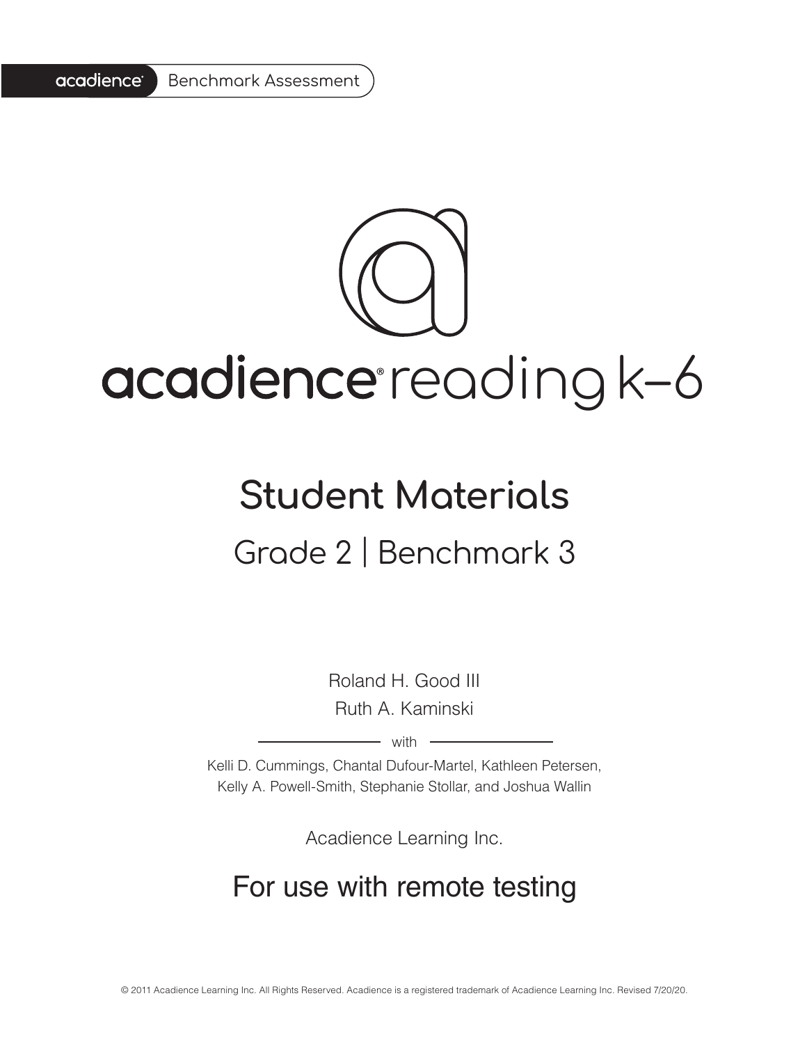acadience® Benchmark Assessment

# acadience® reading k–6

## Student Materials

### Grade 2 | Benchmark 3

Roland H. Good III

Ruth A. Kaminski

with

Kelli D. Cummings, Chantal Dufour-Martel, Kathleen Petersen, Kelly A. Powell-Smith, Stephanie Stollar, and Joshua Wallin

Acadience Learning Inc.

## For use with remote testing

© 2011 Acadience Learning Inc. All Rights Reserved. Acadience is a registered trademark of Acadience Learning Inc. Revised 7/20/20.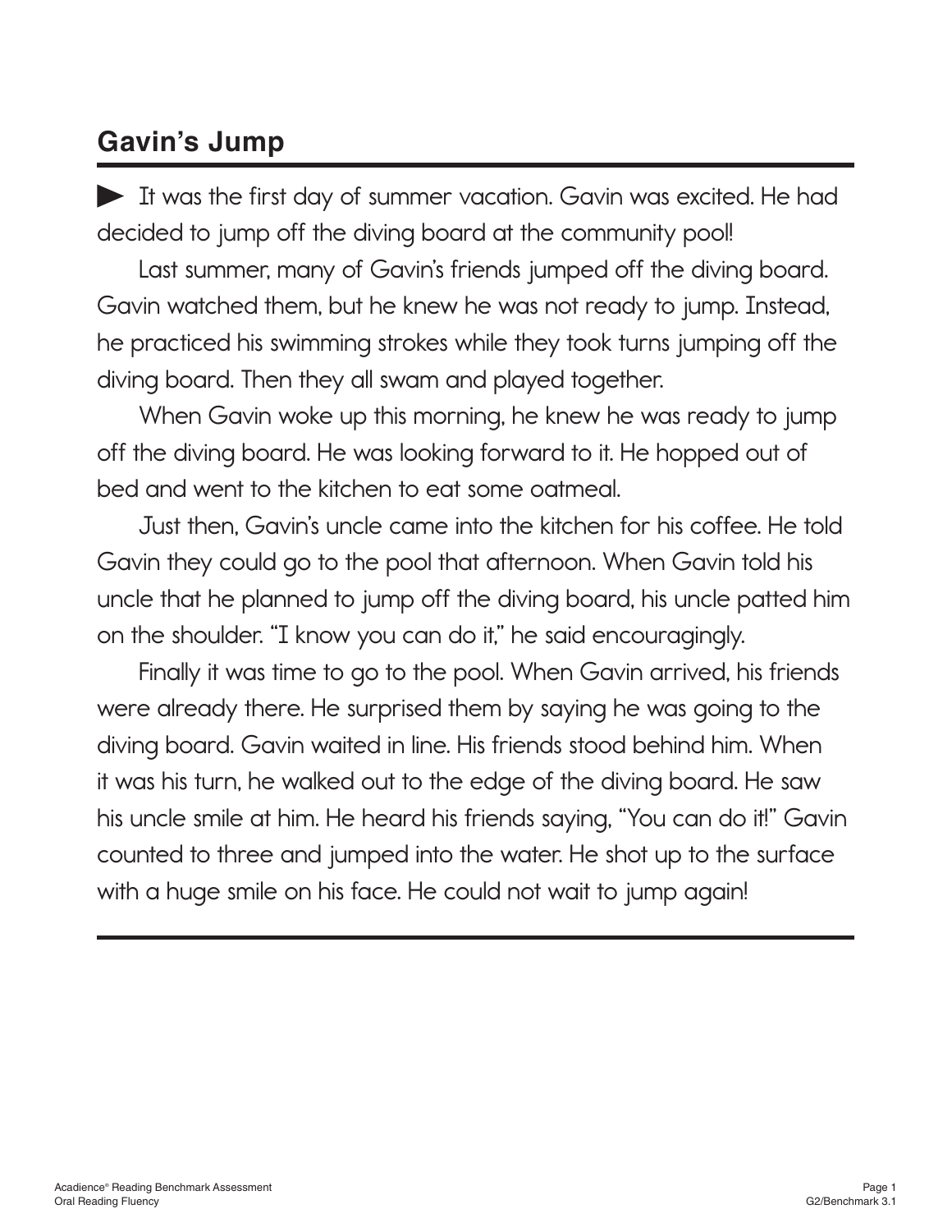## Gavin's Jump

► It was the first day of summer vacation. Gavin was excited. He had decided to jump off the diving board at the community pool!

Last summer, many of Gavin's friends jumped off the diving board. Gavin watched them, but he knew he was not ready to jump. Instead, he practiced his swimming strokes while they took turns jumping off the diving board. Then they all swam and played together.

When Gavin woke up this morning, he knew he was ready to jump off the diving board. He was looking forward to it. He hopped out of bed and went to the kitchen to eat some oatmeal.

Just then, Gavin's uncle came into the kitchen for his coffee. He told Gavin they could go to the pool that afternoon. When Gavin told his uncle that he planned to jump off the diving board, his uncle patted him on the shoulder. "I know you can do it," he said encouragingly.

Finally it was time to go to the pool. When Gavin arrived, his friends were already there. He surprised them by saying he was going to the diving board. Gavin waited in line. His friends stood behind him. When it was his turn, he walked out to the edge of the diving board. He saw his uncle smile at him. He heard his friends saying, "You can do it!" Gavin counted to three and jumped into the water. He shot up to the surface with a huge smile on his face. He could not wait to jump again!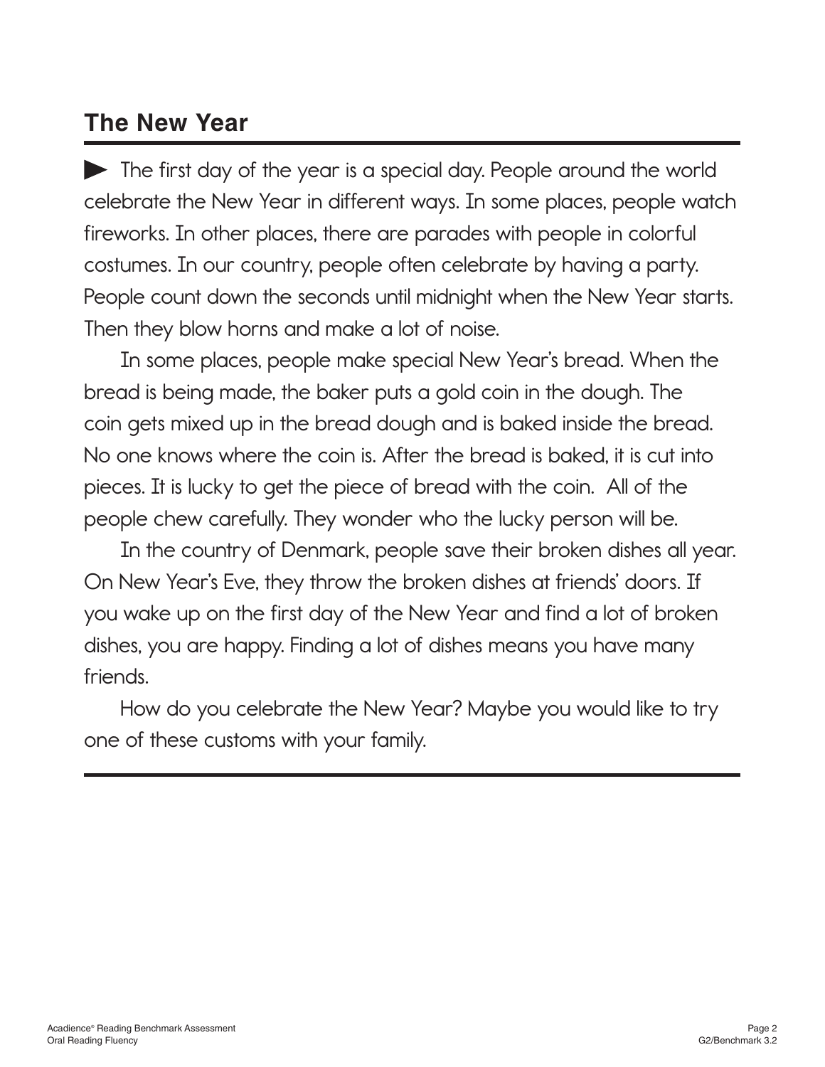## The New Year

▶ The first day of the year is a special day. People around the world celebrate the New Year in different ways. In some places, people watch fireworks. In other places, there are parades with people in colorful costumes. In our country, people often celebrate by having a party. People count down the seconds until midnight when the New Year starts. Then they blow horns and make a lot of noise.

In some places, people make special New Year's bread. When the bread is being made, the baker puts a gold coin in the dough. The coin gets mixed up in the bread dough and is baked inside the bread. No one knows where the coin is. After the bread is baked, it is cut into pieces. It is lucky to get the piece of bread with the coin. All of the people chew carefully. They wonder who the lucky person will be.

In the country of Denmark, people save their broken dishes all year. On New Year's Eve, they throw the broken dishes at friends' doors. If you wake up on the first day of the New Year and find a lot of broken dishes, you are happy. Finding a lot of dishes means you have many friends.

How do you celebrate the New Year? Maybe you would like to try one of these customs with your family.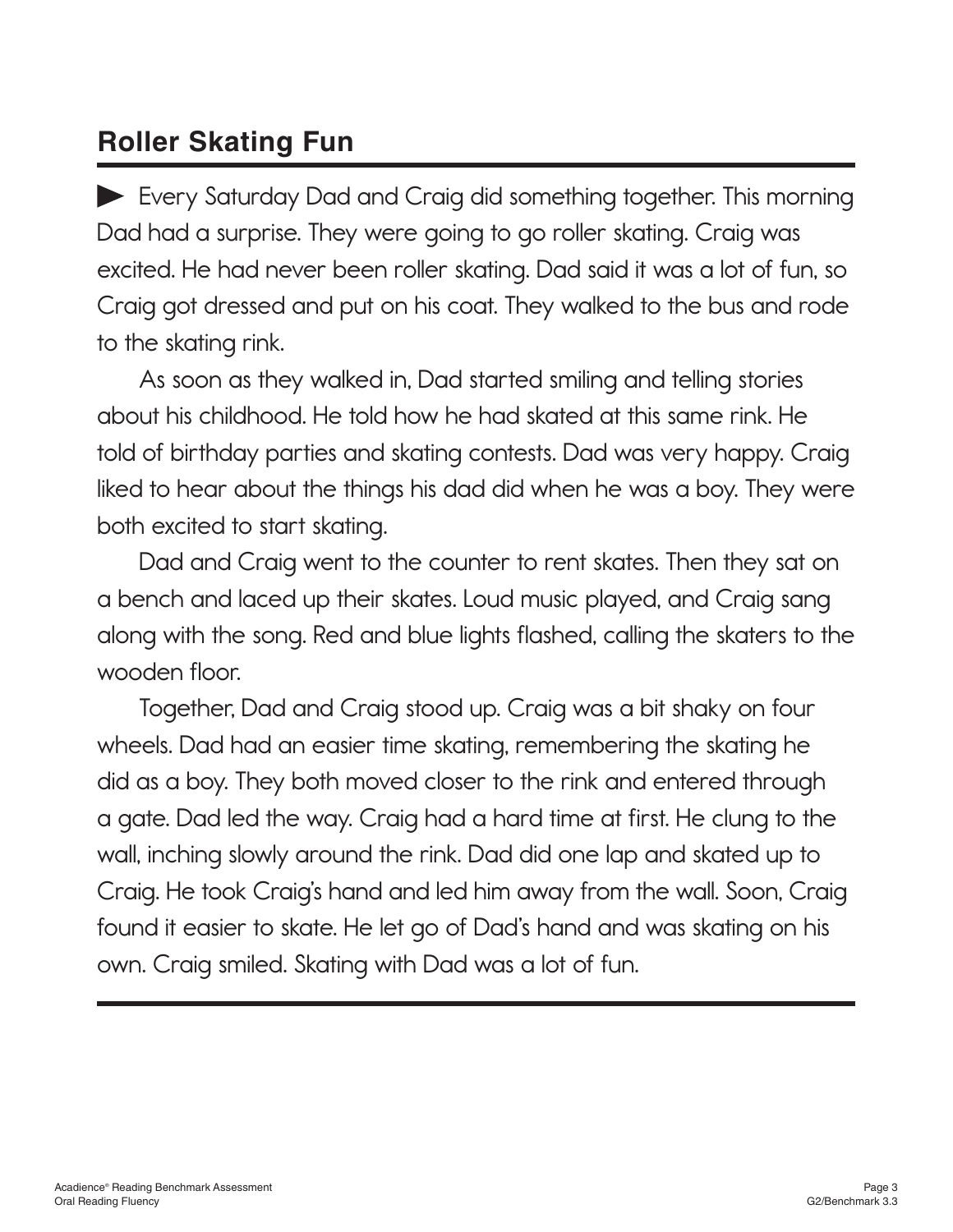## Roller Skating Fun

Every Saturday Dad and Craig did something together. This morning Dad had a surprise. They were going to go roller skating. Craig was excited. He had never been roller skating. Dad said it was a lot of fun, so Craig got dressed and put on his coat. They walked to the bus and rode to the skating rink.

As soon as they walked in, Dad started smiling and telling stories about his childhood. He told how he had skated at this same rink. He told of birthday parties and skating contests. Dad was very happy. Craig liked to hear about the things his dad did when he was a boy. They were both excited to start skating.

Dad and Craig went to the counter to rent skates. Then they sat on a bench and laced up their skates. Loud music played, and Craig sang along with the song. Red and blue lights flashed, calling the skaters to the wooden floor.

Together, Dad and Craig stood up. Craig was a bit shaky on four wheels. Dad had an easier time skating, remembering the skating he did as a boy. They both moved closer to the rink and entered through a gate. Dad led the way. Craig had a hard time at first. He clung to the wall, inching slowly around the rink. Dad did one lap and skated up to Craig. He took Craig's hand and led him away from the wall. Soon, Craig found it easier to skate. He let go of Dad's hand and was skating on his own. Craig smiled. Skating with Dad was a lot of fun.